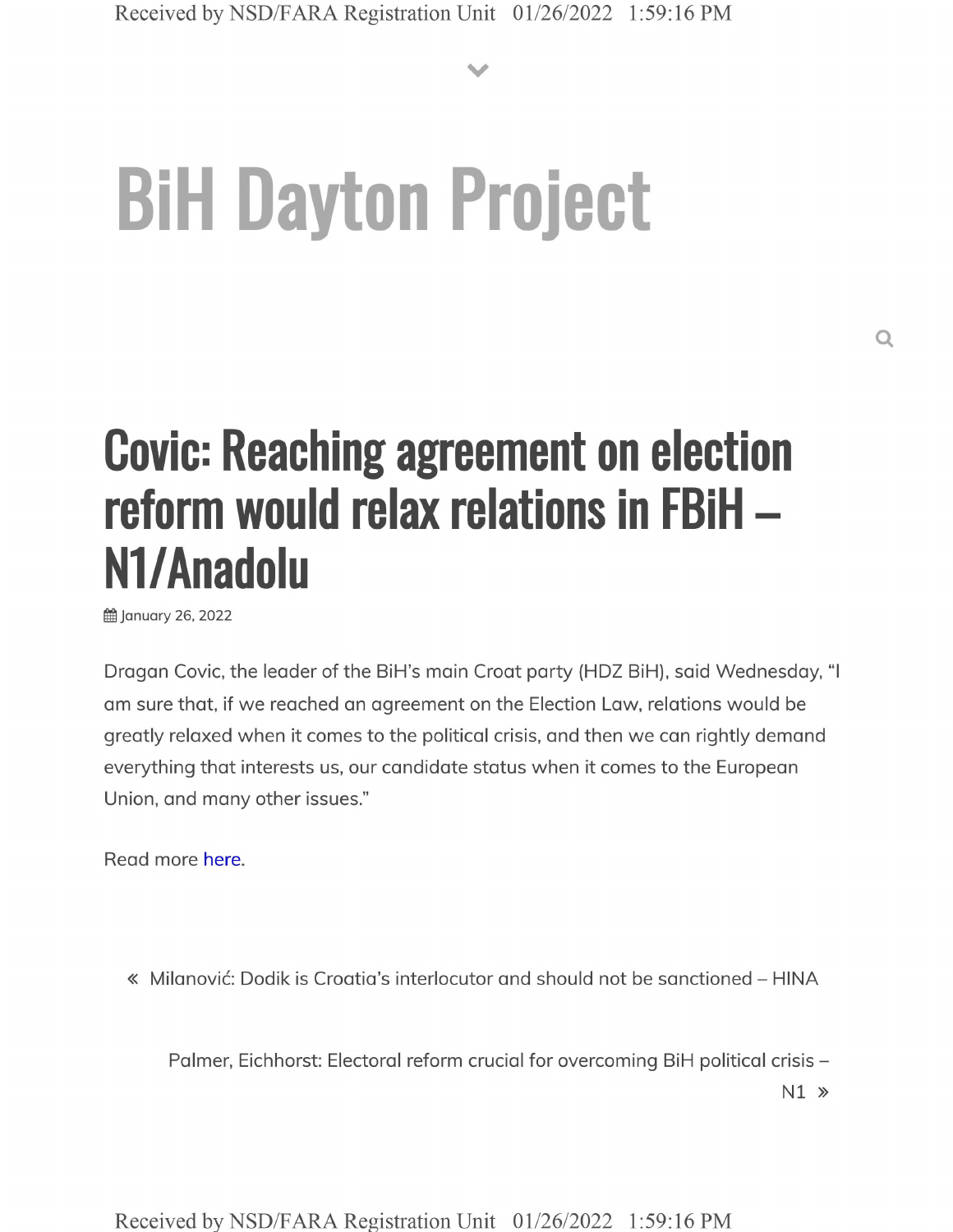# BiH Dayton Project

## Covic: Reaching agreement on election reform would relax relations in FBiH – N1/Anadolu

January 26, 2022

Dragan Covic, the leader of the BiH's main Croat party (HDZ BiH), said Wednesday, "I am sure that, if we reached an agreement on the Election Law, relations would be greatly relaxed when it comes to the political crisis, and then we can rightly demand everything that interests us, our candidate status when it comes to the European Union, and many other issues."

Read more here.

« Milanović: Dodik is Croatia's interlocutor and should not be sanctioned – HINA

Palmer, Eichhorst: Electoral reform crucial for overcoming BiH political crisis – N1 »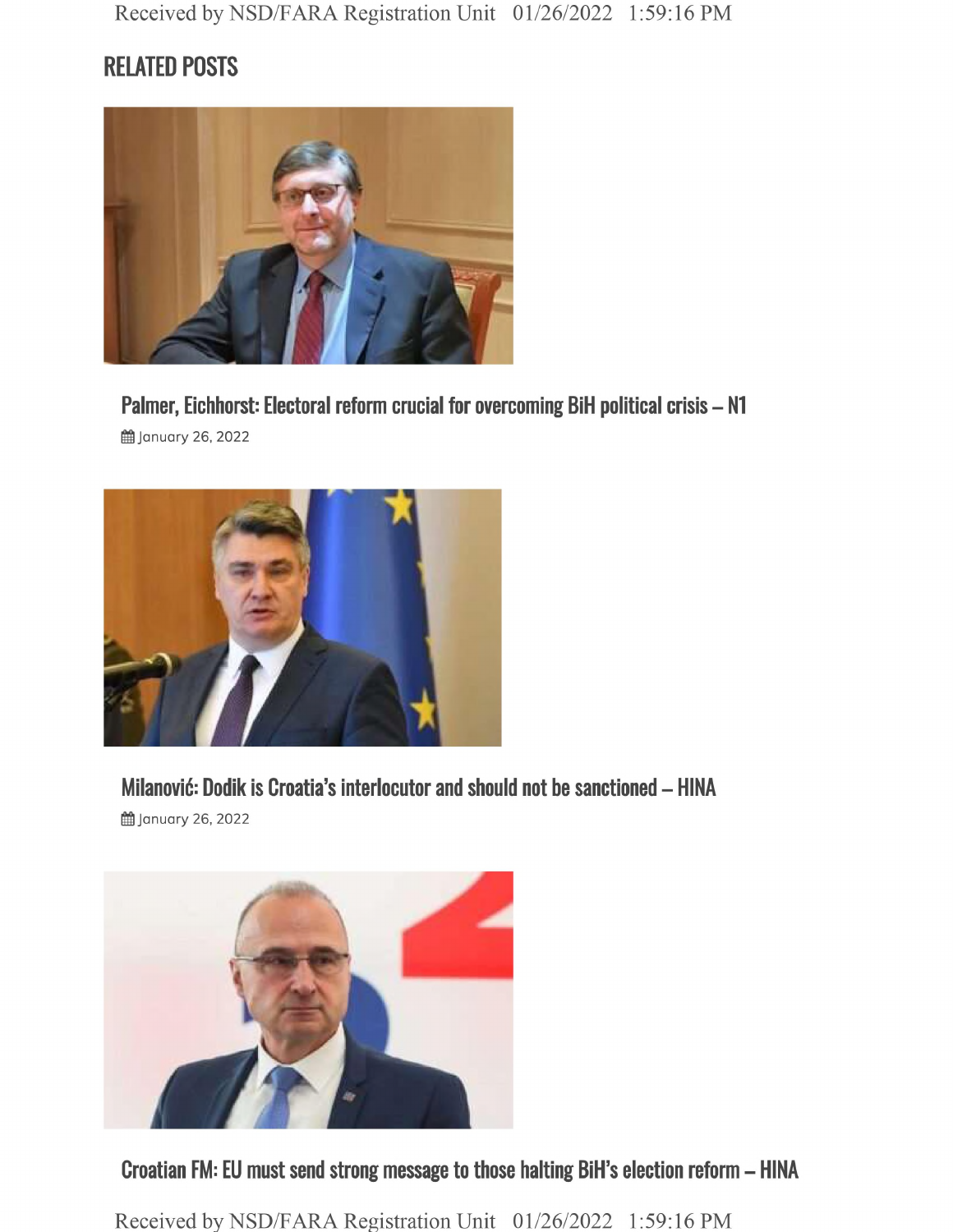## RELATED POSTS

### Palmer, Eichhorst: Electoral reform crucial for overcoming BiH political crisis – N1

January 26, 2022

### Milanović: Dodik is Croatia's interlocutor and should not be sanctioned – HINA

January 26, 2022

### Croatian FM: EU must send strong message to those halting BiH's election reform – HINA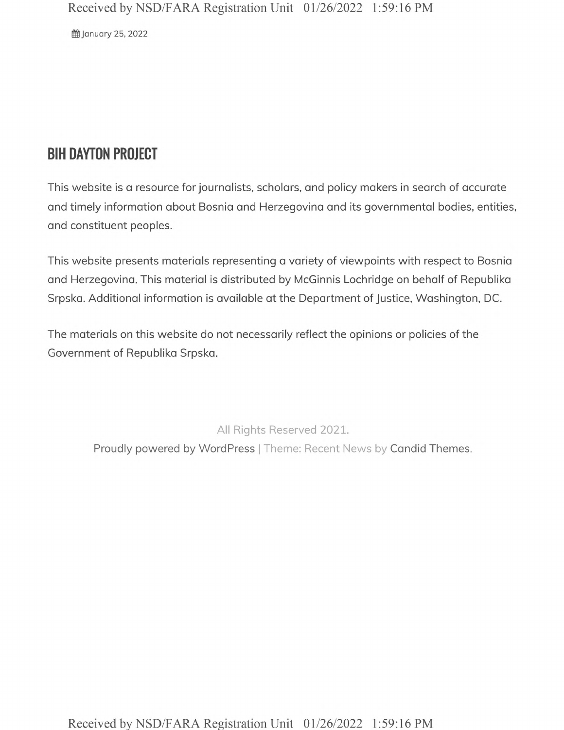January 25, 2022

## BIH DAYTON PROJECT

This website is a resource for journalists, scholars, and policy makers in search of accurate and timely information about Bosnia and Herzegovina and its governmental bodies, entities, and constituent peoples.

This website presents materials representing a variety of viewpoints with respect to Bosnia and Herzegovina. This material is distributed by McGinnis Lochridge on behalf of Republika Srpska. Additional information is available at the Department of Justice, Washington, DC.

The materials on this website do not necessarily reflect the opinions or policies of the Government of Republika Srpska.

All Rights Reserved 2021.

Proudly powered by WordPress | Theme: Recent News by Candid Themes.